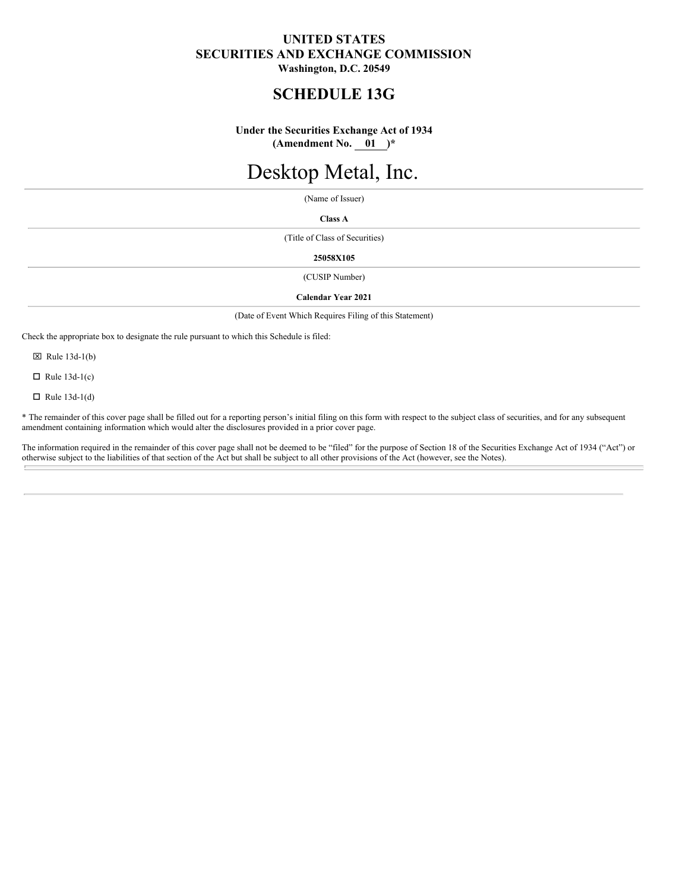**UNITED STATES**
**SECURITIES AND EXCHANGE COMMISSION**
**Washington, D.C. 20549**

# SCHEDULE 13G

**Under the Securities Exchange Act of 1934**
**(Amendment No. 01 )***

# Desktop Metal, Inc.

(Name of Issuer)

**Class A**

(Title of Class of Securities)

**25058X105**

(CUSIP Number)

**Calendar Year 2021**

(Date of Event Which Requires Filing of this Statement)

Check the appropriate box to designate the rule pursuant to which this Schedule is filed:

☒ Rule 13d-1(b)

☐ Rule 13d-1(c)

☐ Rule 13d-1(d)

* The remainder of this cover page shall be filled out for a reporting person's initial filing on this form with respect to the subject class of securities, and for any subsequent amendment containing information which would alter the disclosures provided in a prior cover page.

The information required in the remainder of this cover page shall not be deemed to be "filed" for the purpose of Section 18 of the Securities Exchange Act of 1934 ("Act") or otherwise subject to the liabilities of that section of the Act but shall be subject to all other provisions of the Act (however, see the Notes).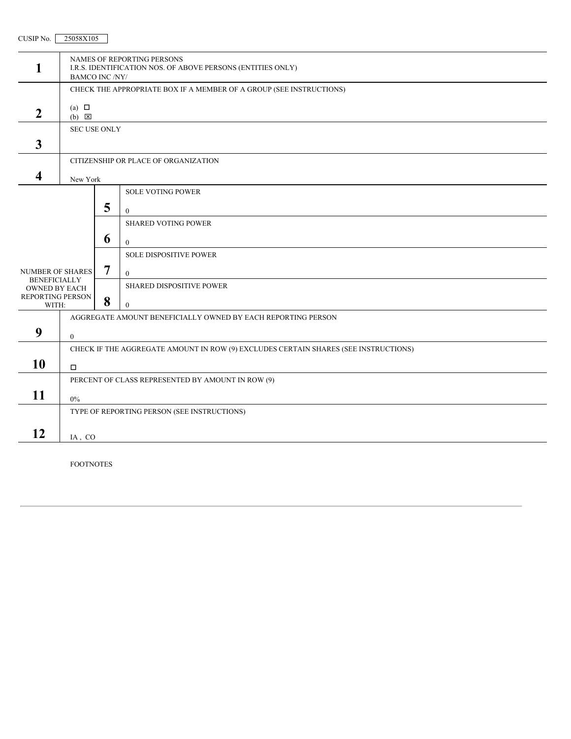CUSIP No. 25058X105

| | | | |
|---|---|---|---|
| **1** | NAMES OF REPORTING PERSONS<br>I.R.S. IDENTIFICATION NOS. OF ABOVE PERSONS (ENTITIES ONLY)<br>BAMCO INC /NY/ | | |
| **2** | CHECK THE APPROPRIATE BOX IF A MEMBER OF A GROUP (SEE INSTRUCTIONS)<br>(a) ☐<br>(b) ☒ | | |
| **3** | SEC USE ONLY | | |
| **4** | CITIZENSHIP OR PLACE OF ORGANIZATION<br>New York | | |
| NUMBER OF SHARES BENEFICIALLY OWNED BY EACH REPORTING PERSON WITH: | **5** | SOLE VOTING POWER<br>0 | |
| | **6** | SHARED VOTING POWER<br>0 | |
| | **7** | SOLE DISPOSITIVE POWER<br>0 | |
| | **8** | SHARED DISPOSITIVE POWER<br>0 | |
| **9** | AGGREGATE AMOUNT BENEFICIALLY OWNED BY EACH REPORTING PERSON<br>0 | | |
| **10** | CHECK IF THE AGGREGATE AMOUNT IN ROW (9) EXCLUDES CERTAIN SHARES (SEE INSTRUCTIONS)<br>☐ | | |
| **11** | PERCENT OF CLASS REPRESENTED BY AMOUNT IN ROW (9)<br>0% | | |
| **12** | TYPE OF REPORTING PERSON (SEE INSTRUCTIONS)<br>IA , CO | | |

FOOTNOTES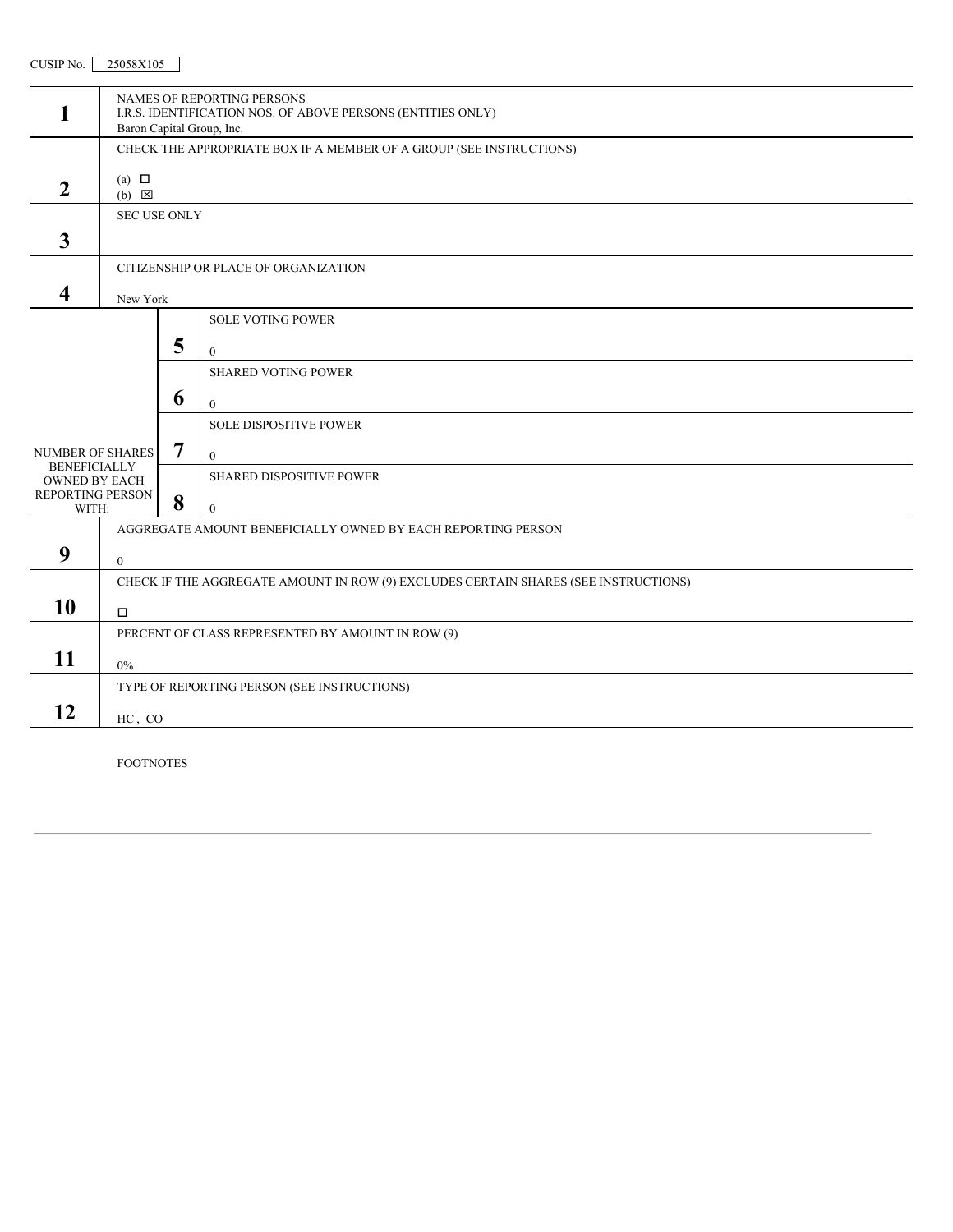CUSIP No. 25058X105

| | | | |
|---|---|---|---|
| **1** | NAMES OF REPORTING PERSONS<br>I.R.S. IDENTIFICATION NOS. OF ABOVE PERSONS (ENTITIES ONLY)<br>Baron Capital Group, Inc. | | |
| **2** | CHECK THE APPROPRIATE BOX IF A MEMBER OF A GROUP (SEE INSTRUCTIONS)<br>(a) ☐<br>(b) ☒ | | |
| **3** | SEC USE ONLY | | |
| **4** | CITIZENSHIP OR PLACE OF ORGANIZATION<br>New York | | |
| NUMBER OF SHARES BENEFICIALLY OWNED BY EACH REPORTING PERSON WITH: | **5** | SOLE VOTING POWER<br>0 | |
| | **6** | SHARED VOTING POWER<br>0 | |
| | **7** | SOLE DISPOSITIVE POWER<br>0 | |
| | **8** | SHARED DISPOSITIVE POWER<br>0 | |
| **9** | AGGREGATE AMOUNT BENEFICIALLY OWNED BY EACH REPORTING PERSON<br>0 | | |
| **10** | CHECK IF THE AGGREGATE AMOUNT IN ROW (9) EXCLUDES CERTAIN SHARES (SEE INSTRUCTIONS)<br>☐ | | |
| **11** | PERCENT OF CLASS REPRESENTED BY AMOUNT IN ROW (9)<br>0% | | |
| **12** | TYPE OF REPORTING PERSON (SEE INSTRUCTIONS)<br>HC , CO | | |

FOOTNOTES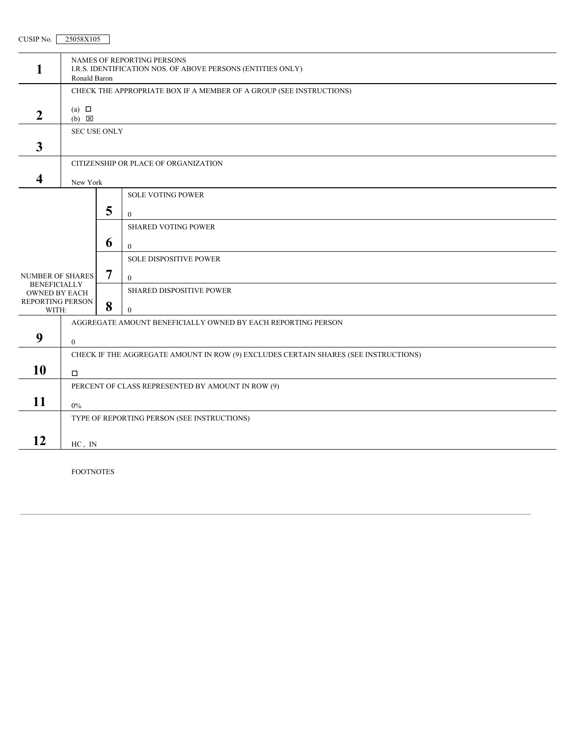CUSIP No. 25058X105

| | | | |
|---|---|---|---|
| **1** | NAMES OF REPORTING PERSONS<br>I.R.S. IDENTIFICATION NOS. OF ABOVE PERSONS (ENTITIES ONLY)<br>Ronald Baron | | |
| **2** | CHECK THE APPROPRIATE BOX IF A MEMBER OF A GROUP (SEE INSTRUCTIONS)<br>(a) ☐<br>(b) ☒ | | |
| **3** | SEC USE ONLY | | |
| **4** | CITIZENSHIP OR PLACE OF ORGANIZATION<br>New York | | |
| NUMBER OF SHARES BENEFICIALLY OWNED BY EACH REPORTING PERSON WITH: | **5** | SOLE VOTING POWER<br>0 | |
| | **6** | SHARED VOTING POWER<br>0 | |
| | **7** | SOLE DISPOSITIVE POWER<br>0 | |
| | **8** | SHARED DISPOSITIVE POWER<br>0 | |
| **9** | AGGREGATE AMOUNT BENEFICIALLY OWNED BY EACH REPORTING PERSON<br>0 | | |
| **10** | CHECK IF THE AGGREGATE AMOUNT IN ROW (9) EXCLUDES CERTAIN SHARES (SEE INSTRUCTIONS)<br>☐ | | |
| **11** | PERCENT OF CLASS REPRESENTED BY AMOUNT IN ROW (9)<br>0% | | |
| **12** | TYPE OF REPORTING PERSON (SEE INSTRUCTIONS)<br>HC , IN | | |

FOOTNOTES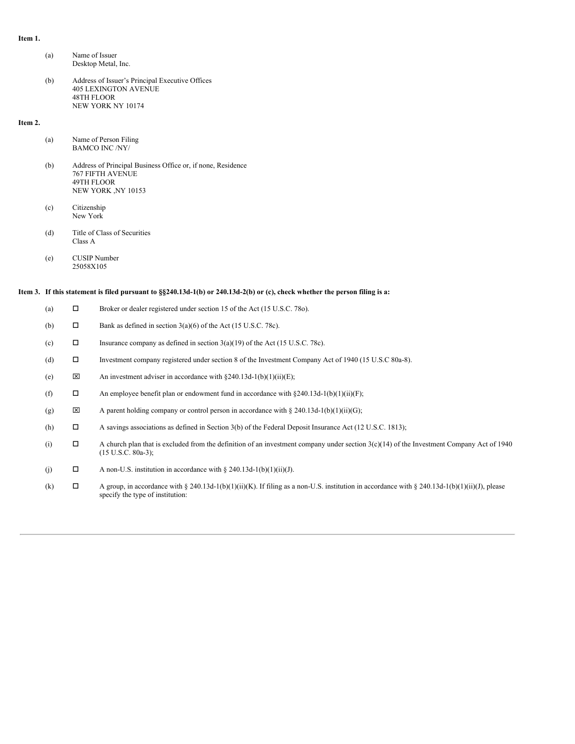**Item 1.**

(a) Name of Issuer
Desktop Metal, Inc.

(b) Address of Issuer's Principal Executive Offices
405 LEXINGTON AVENUE
48TH FLOOR
NEW YORK NY 10174

**Item 2.**

(a) Name of Person Filing
BAMCO INC /NY/

(b) Address of Principal Business Office or, if none, Residence
767 FIFTH AVENUE
49TH FLOOR
NEW YORK ,NY 10153

(c) Citizenship
New York

(d) Title of Class of Securities
Class A

(e) CUSIP Number
25058X105

**Item 3. If this statement is filed pursuant to §§240.13d-1(b) or 240.13d-2(b) or (c), check whether the person filing is a:**

(a) ☐ Broker or dealer registered under section 15 of the Act (15 U.S.C. 78o).

(b) ☐ Bank as defined in section 3(a)(6) of the Act (15 U.S.C. 78c).

(c) ☐ Insurance company as defined in section 3(a)(19) of the Act (15 U.S.C. 78c).

(d) ☐ Investment company registered under section 8 of the Investment Company Act of 1940 (15 U.S.C 80a-8).

(e) ☒ An investment adviser in accordance with §240.13d-1(b)(1)(ii)(E);

(f) ☐ An employee benefit plan or endowment fund in accordance with §240.13d-1(b)(1)(ii)(F);

(g) ☒ A parent holding company or control person in accordance with § 240.13d-1(b)(1)(ii)(G);

(h) ☐ A savings associations as defined in Section 3(b) of the Federal Deposit Insurance Act (12 U.S.C. 1813);

(i) ☐ A church plan that is excluded from the definition of an investment company under section 3(c)(14) of the Investment Company Act of 1940 (15 U.S.C. 80a-3);

(j) ☐ A non-U.S. institution in accordance with § 240.13d-1(b)(1)(ii)(J).

(k) ☐ A group, in accordance with § 240.13d-1(b)(1)(ii)(K). If filing as a non-U.S. institution in accordance with § 240.13d-1(b)(1)(ii)(J), please specify the type of institution: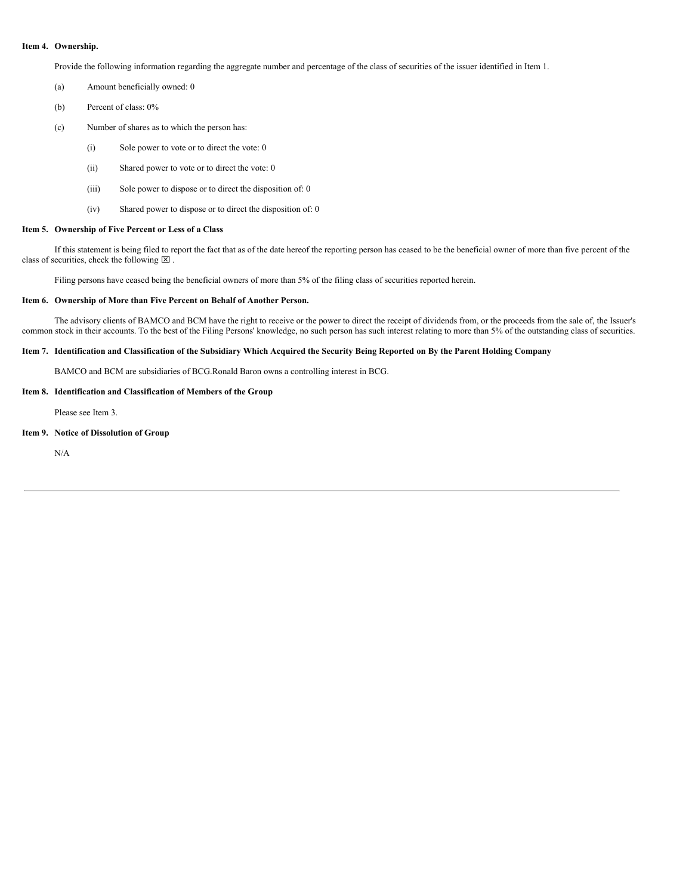**Item 4. Ownership.**

Provide the following information regarding the aggregate number and percentage of the class of securities of the issuer identified in Item 1.

(a) Amount beneficially owned: 0

(b) Percent of class: 0%

(c) Number of shares as to which the person has:

(i) Sole power to vote or to direct the vote: 0

(ii) Shared power to vote or to direct the vote: 0

(iii) Sole power to dispose or to direct the disposition of: 0

(iv) Shared power to dispose or to direct the disposition of: 0

**Item 5. Ownership of Five Percent or Less of a Class**

If this statement is being filed to report the fact that as of the date hereof the reporting person has ceased to be the beneficial owner of more than five percent of the class of securities, check the following ☒ .

Filing persons have ceased being the beneficial owners of more than 5% of the filing class of securities reported herein.

**Item 6. Ownership of More than Five Percent on Behalf of Another Person.**

The advisory clients of BAMCO and BCM have the right to receive or the power to direct the receipt of dividends from, or the proceeds from the sale of, the Issuer's common stock in their accounts. To the best of the Filing Persons' knowledge, no such person has such interest relating to more than 5% of the outstanding class of securities.

**Item 7. Identification and Classification of the Subsidiary Which Acquired the Security Being Reported on By the Parent Holding Company**

BAMCO and BCM are subsidiaries of BCG.Ronald Baron owns a controlling interest in BCG.

**Item 8. Identification and Classification of Members of the Group**

Please see Item 3.

**Item 9. Notice of Dissolution of Group**

N/A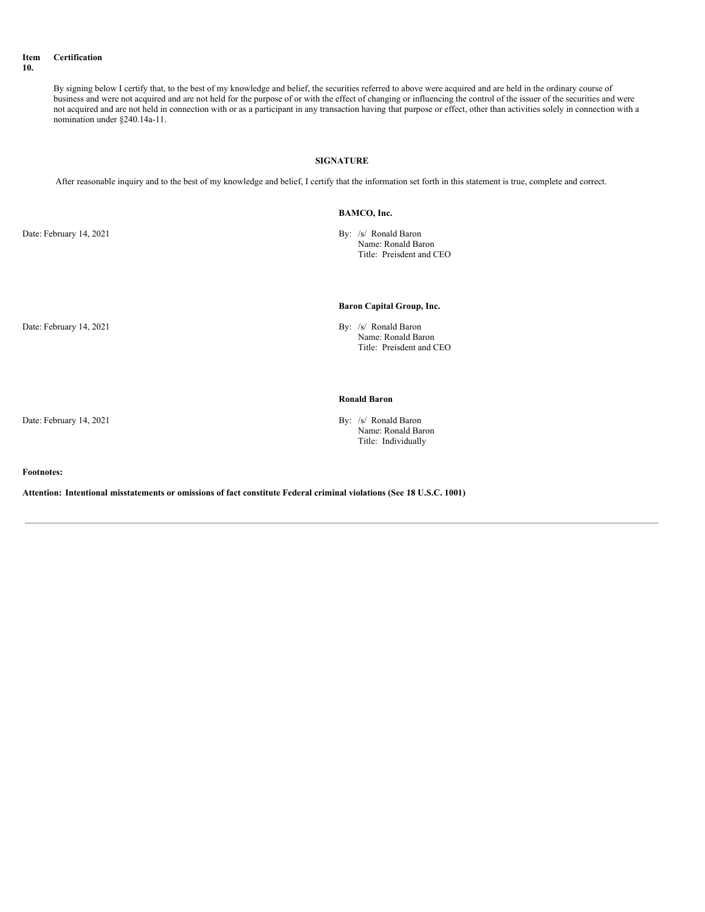**Item 10.** **Certification**

By signing below I certify that, to the best of my knowledge and belief, the securities referred to above were acquired and are held in the ordinary course of business and were not acquired and are not held for the purpose of or with the effect of changing or influencing the control of the issuer of the securities and were not acquired and are not held in connection with or as a participant in any transaction having that purpose or effect, other than activities solely in connection with a nomination under §240.14a-11.

**SIGNATURE**

After reasonable inquiry and to the best of my knowledge and belief, I certify that the information set forth in this statement is true, complete and correct.

**BAMCO, Inc.**

Date: February 14, 2021

By: /s/ Ronald Baron
Name: Ronald Baron
Title: Preisdent and CEO

**Baron Capital Group, Inc.**

Date: February 14, 2021

By: /s/ Ronald Baron
Name: Ronald Baron
Title: Preisdent and CEO

**Ronald Baron**

Date: February 14, 2021

By: /s/ Ronald Baron
Name: Ronald Baron
Title: Individually

**Footnotes:**

**Attention: Intentional misstatements or omissions of fact constitute Federal criminal violations (See 18 U.S.C. 1001)**